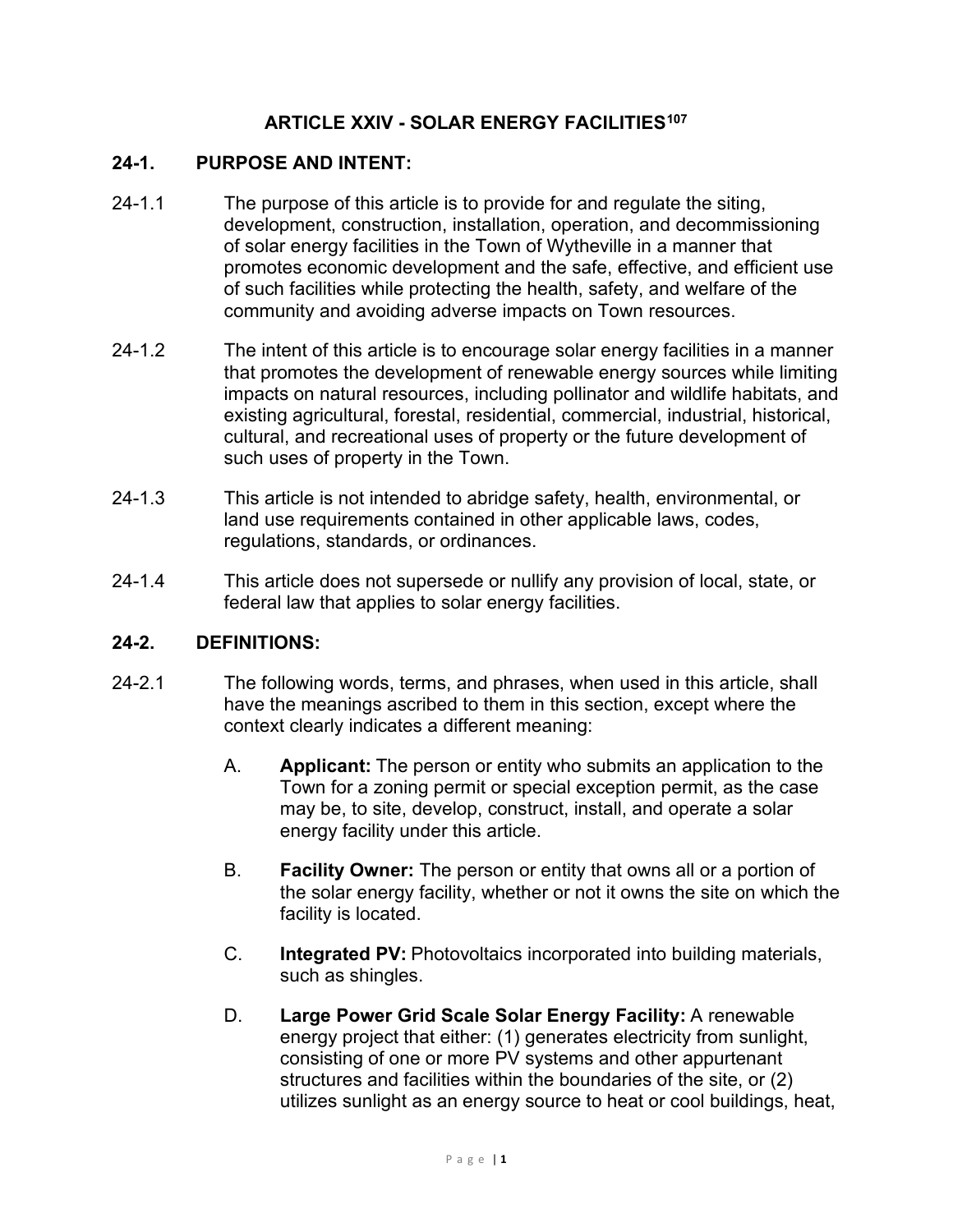# ARTICLE XXIV - SOLAR ENERGY FACILITIES[107]

## 24-1. PURPOSE AND INTENT:

24-1.1 The purpose of this article is to provide for and regulate the siting, development, construction, installation, operation, and decommissioning of solar energy facilities in the Town of Wytheville in a manner that promotes economic development and the safe, effective, and efficient use of such facilities while protecting the health, safety, and welfare of the community and avoiding adverse impacts on Town resources.

24-1.2 The intent of this article is to encourage solar energy facilities in a manner that promotes the development of renewable energy sources while limiting impacts on natural resources, including pollinator and wildlife habitats, and existing agricultural, forestal, residential, commercial, industrial, historical, cultural, and recreational uses of property or the future development of such uses of property in the Town.

24-1.3 This article is not intended to abridge safety, health, environmental, or land use requirements contained in other applicable laws, codes, regulations, standards, or ordinances.

24-1.4 This article does not supersede or nullify any provision of local, state, or federal law that applies to solar energy facilities.

## 24-2. DEFINITIONS:

24-2.1 The following words, terms, and phrases, when used in this article, shall have the meanings ascribed to them in this section, except where the context clearly indicates a different meaning:

A. **Applicant:** The person or entity who submits an application to the Town for a zoning permit or special exception permit, as the case may be, to site, develop, construct, install, and operate a solar energy facility under this article.

B. **Facility Owner:** The person or entity that owns all or a portion of the solar energy facility, whether or not it owns the site on which the facility is located.

C. **Integrated PV:** Photovoltaics incorporated into building materials, such as shingles.

D. **Large Power Grid Scale Solar Energy Facility:** A renewable energy project that either: (1) generates electricity from sunlight, consisting of one or more PV systems and other appurtenant structures and facilities within the boundaries of the site, or (2) utilizes sunlight as an energy source to heat or cool buildings, heat,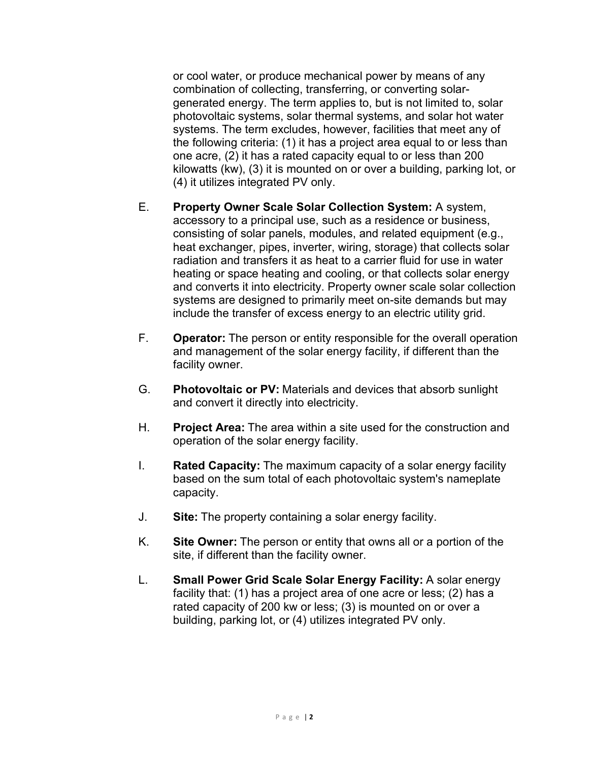or cool water, or produce mechanical power by means of any combination of collecting, transferring, or converting solar-generated energy. The term applies to, but is not limited to, solar photovoltaic systems, solar thermal systems, and solar hot water systems. The term excludes, however, facilities that meet any of the following criteria: (1) it has a project area equal to or less than one acre, (2) it has a rated capacity equal to or less than 200 kilowatts (kw), (3) it is mounted on or over a building, parking lot, or (4) it utilizes integrated PV only.

E. **Property Owner Scale Solar Collection System:** A system, accessory to a principal use, such as a residence or business, consisting of solar panels, modules, and related equipment (e.g., heat exchanger, pipes, inverter, wiring, storage) that collects solar radiation and transfers it as heat to a carrier fluid for use in water heating or space heating and cooling, or that collects solar energy and converts it into electricity. Property owner scale solar collection systems are designed to primarily meet on-site demands but may include the transfer of excess energy to an electric utility grid.

F. **Operator:** The person or entity responsible for the overall operation and management of the solar energy facility, if different than the facility owner.

G. **Photovoltaic or PV:** Materials and devices that absorb sunlight and convert it directly into electricity.

H. **Project Area:** The area within a site used for the construction and operation of the solar energy facility.

I. **Rated Capacity:** The maximum capacity of a solar energy facility based on the sum total of each photovoltaic system's nameplate capacity.

J. **Site:** The property containing a solar energy facility.

K. **Site Owner:** The person or entity that owns all or a portion of the site, if different than the facility owner.

L. **Small Power Grid Scale Solar Energy Facility:** A solar energy facility that: (1) has a project area of one acre or less; (2) has a rated capacity of 200 kw or less; (3) is mounted on or over a building, parking lot, or (4) utilizes integrated PV only.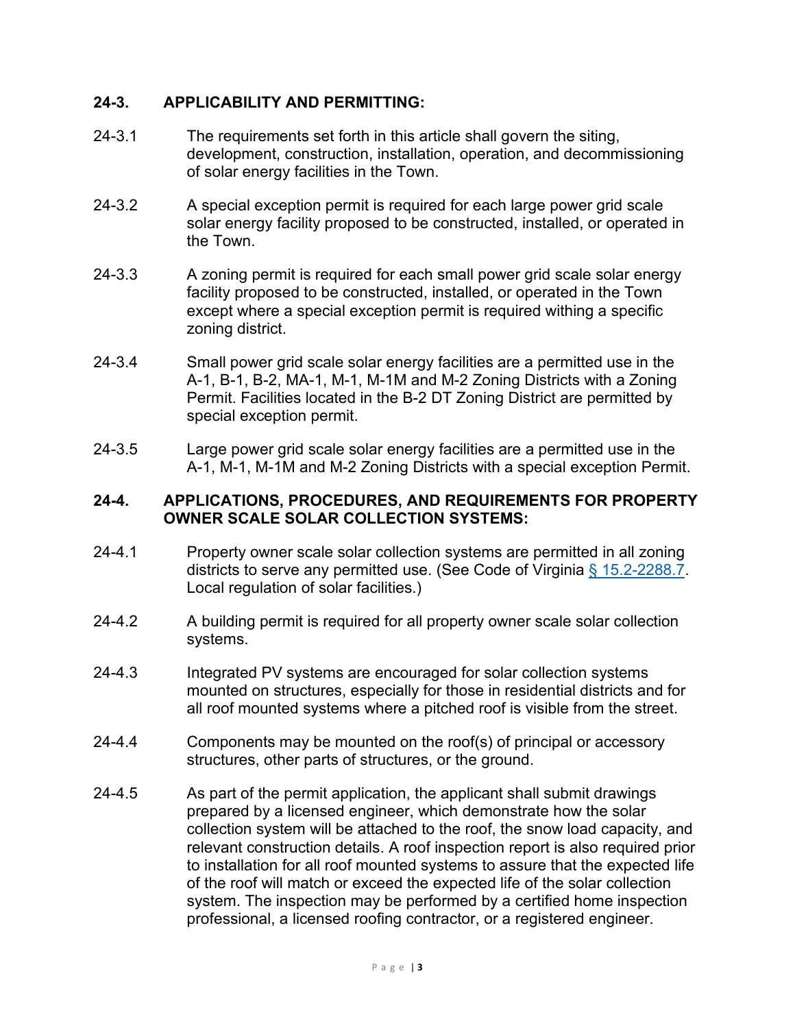## 24-3. APPLICABILITY AND PERMITTING:

24-3.1 The requirements set forth in this article shall govern the siting, development, construction, installation, operation, and decommissioning of solar energy facilities in the Town.

24-3.2 A special exception permit is required for each large power grid scale solar energy facility proposed to be constructed, installed, or operated in the Town.

24-3.3 A zoning permit is required for each small power grid scale solar energy facility proposed to be constructed, installed, or operated in the Town except where a special exception permit is required withing a specific zoning district.

24-3.4 Small power grid scale solar energy facilities are a permitted use in the A-1, B-1, B-2, MA-1, M-1, M-1M and M-2 Zoning Districts with a Zoning Permit. Facilities located in the B-2 DT Zoning District are permitted by special exception permit.

24-3.5 Large power grid scale solar energy facilities are a permitted use in the A-1, M-1, M-1M and M-2 Zoning Districts with a special exception Permit.

## 24-4. APPLICATIONS, PROCEDURES, AND REQUIREMENTS FOR PROPERTY OWNER SCALE SOLAR COLLECTION SYSTEMS:

24-4.1 Property owner scale solar collection systems are permitted in all zoning districts to serve any permitted use. (See Code of Virginia § 15.2-2288.7. Local regulation of solar facilities.)

24-4.2 A building permit is required for all property owner scale solar collection systems.

24-4.3 Integrated PV systems are encouraged for solar collection systems mounted on structures, especially for those in residential districts and for all roof mounted systems where a pitched roof is visible from the street.

24-4.4 Components may be mounted on the roof(s) of principal or accessory structures, other parts of structures, or the ground.

24-4.5 As part of the permit application, the applicant shall submit drawings prepared by a licensed engineer, which demonstrate how the solar collection system will be attached to the roof, the snow load capacity, and relevant construction details. A roof inspection report is also required prior to installation for all roof mounted systems to assure that the expected life of the roof will match or exceed the expected life of the solar collection system. The inspection may be performed by a certified home inspection professional, a licensed roofing contractor, or a registered engineer.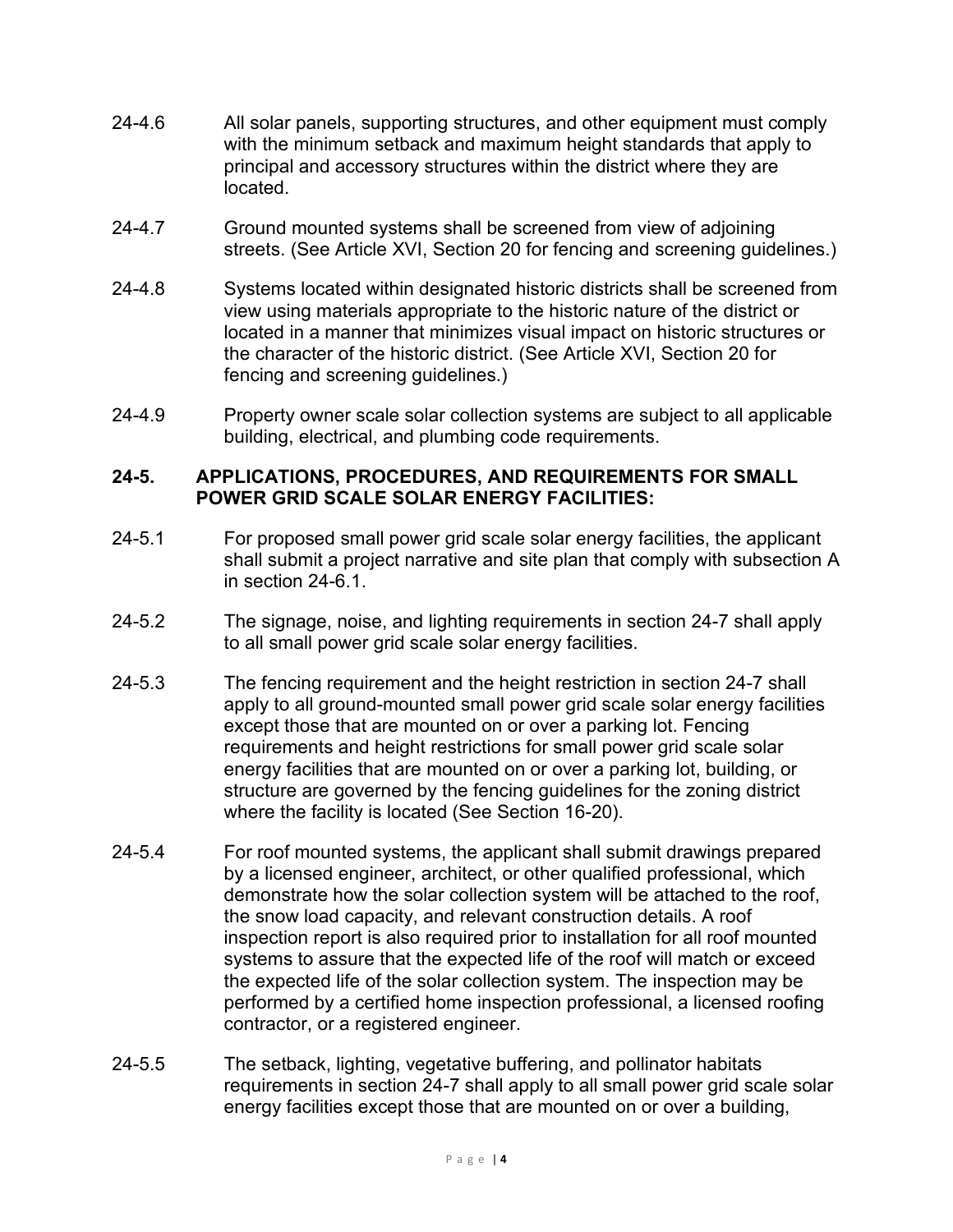24-4.6 All solar panels, supporting structures, and other equipment must comply with the minimum setback and maximum height standards that apply to principal and accessory structures within the district where they are located.

24-4.7 Ground mounted systems shall be screened from view of adjoining streets. (See Article XVI, Section 20 for fencing and screening guidelines.)

24-4.8 Systems located within designated historic districts shall be screened from view using materials appropriate to the historic nature of the district or located in a manner that minimizes visual impact on historic structures or the character of the historic district. (See Article XVI, Section 20 for fencing and screening guidelines.)

24-4.9 Property owner scale solar collection systems are subject to all applicable building, electrical, and plumbing code requirements.

## 24-5. APPLICATIONS, PROCEDURES, AND REQUIREMENTS FOR SMALL POWER GRID SCALE SOLAR ENERGY FACILITIES:

24-5.1 For proposed small power grid scale solar energy facilities, the applicant shall submit a project narrative and site plan that comply with subsection A in section 24-6.1.

24-5.2 The signage, noise, and lighting requirements in section 24-7 shall apply to all small power grid scale solar energy facilities.

24-5.3 The fencing requirement and the height restriction in section 24-7 shall apply to all ground-mounted small power grid scale solar energy facilities except those that are mounted on or over a parking lot. Fencing requirements and height restrictions for small power grid scale solar energy facilities that are mounted on or over a parking lot, building, or structure are governed by the fencing guidelines for the zoning district where the facility is located (See Section 16-20).

24-5.4 For roof mounted systems, the applicant shall submit drawings prepared by a licensed engineer, architect, or other qualified professional, which demonstrate how the solar collection system will be attached to the roof, the snow load capacity, and relevant construction details. A roof inspection report is also required prior to installation for all roof mounted systems to assure that the expected life of the roof will match or exceed the expected life of the solar collection system. The inspection may be performed by a certified home inspection professional, a licensed roofing contractor, or a registered engineer.

24-5.5 The setback, lighting, vegetative buffering, and pollinator habitats requirements in section 24-7 shall apply to all small power grid scale solar energy facilities except those that are mounted on or over a building,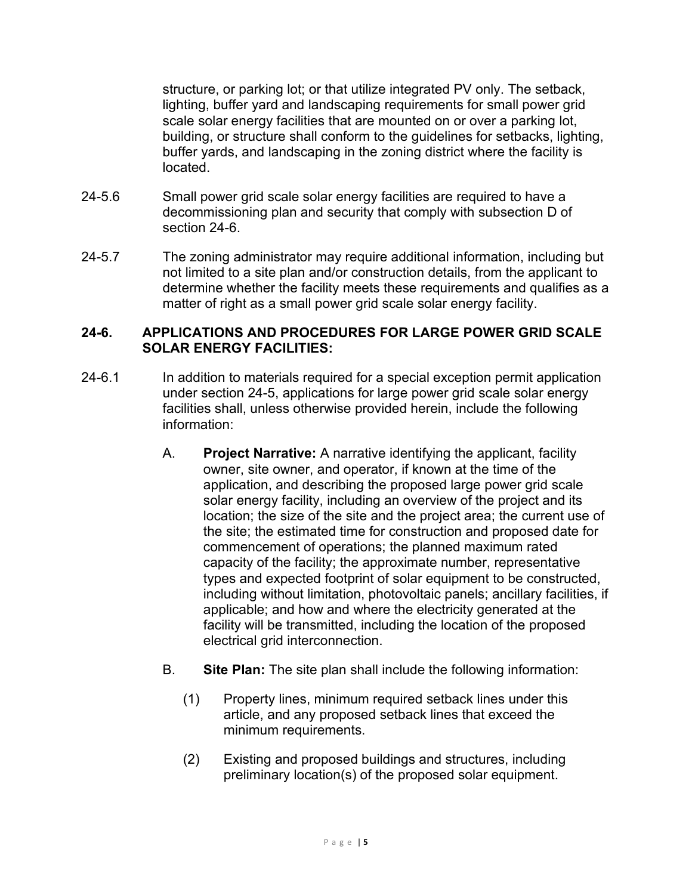structure, or parking lot; or that utilize integrated PV only. The setback, lighting, buffer yard and landscaping requirements for small power grid scale solar energy facilities that are mounted on or over a parking lot, building, or structure shall conform to the guidelines for setbacks, lighting, buffer yards, and landscaping in the zoning district where the facility is located.

24-5.6 Small power grid scale solar energy facilities are required to have a decommissioning plan and security that comply with subsection D of section 24-6.

24-5.7 The zoning administrator may require additional information, including but not limited to a site plan and/or construction details, from the applicant to determine whether the facility meets these requirements and qualifies as a matter of right as a small power grid scale solar energy facility.

## 24-6. APPLICATIONS AND PROCEDURES FOR LARGE POWER GRID SCALE SOLAR ENERGY FACILITIES:

24-6.1 In addition to materials required for a special exception permit application under section 24-5, applications for large power grid scale solar energy facilities shall, unless otherwise provided herein, include the following information:

A. **Project Narrative:** A narrative identifying the applicant, facility owner, site owner, and operator, if known at the time of the application, and describing the proposed large power grid scale solar energy facility, including an overview of the project and its location; the size of the site and the project area; the current use of the site; the estimated time for construction and proposed date for commencement of operations; the planned maximum rated capacity of the facility; the approximate number, representative types and expected footprint of solar equipment to be constructed, including without limitation, photovoltaic panels; ancillary facilities, if applicable; and how and where the electricity generated at the facility will be transmitted, including the location of the proposed electrical grid interconnection.

B. **Site Plan:** The site plan shall include the following information:

(1) Property lines, minimum required setback lines under this article, and any proposed setback lines that exceed the minimum requirements.

(2) Existing and proposed buildings and structures, including preliminary location(s) of the proposed solar equipment.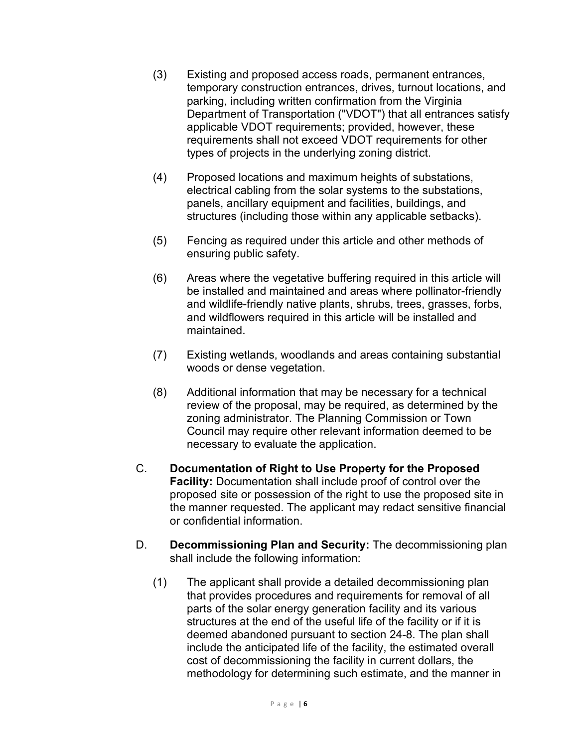(3) Existing and proposed access roads, permanent entrances, temporary construction entrances, drives, turnout locations, and parking, including written confirmation from the Virginia Department of Transportation ("VDOT") that all entrances satisfy applicable VDOT requirements; provided, however, these requirements shall not exceed VDOT requirements for other types of projects in the underlying zoning district.

(4) Proposed locations and maximum heights of substations, electrical cabling from the solar systems to the substations, panels, ancillary equipment and facilities, buildings, and structures (including those within any applicable setbacks).

(5) Fencing as required under this article and other methods of ensuring public safety.

(6) Areas where the vegetative buffering required in this article will be installed and maintained and areas where pollinator-friendly and wildlife-friendly native plants, shrubs, trees, grasses, forbs, and wildflowers required in this article will be installed and maintained.

(7) Existing wetlands, woodlands and areas containing substantial woods or dense vegetation.

(8) Additional information that may be necessary for a technical review of the proposal, may be required, as determined by the zoning administrator. The Planning Commission or Town Council may require other relevant information deemed to be necessary to evaluate the application.

C. **Documentation of Right to Use Property for the Proposed Facility:** Documentation shall include proof of control over the proposed site or possession of the right to use the proposed site in the manner requested. The applicant may redact sensitive financial or confidential information.

D. **Decommissioning Plan and Security:** The decommissioning plan shall include the following information:

(1) The applicant shall provide a detailed decommissioning plan that provides procedures and requirements for removal of all parts of the solar energy generation facility and its various structures at the end of the useful life of the facility or if it is deemed abandoned pursuant to section 24-8. The plan shall include the anticipated life of the facility, the estimated overall cost of decommissioning the facility in current dollars, the methodology for determining such estimate, and the manner in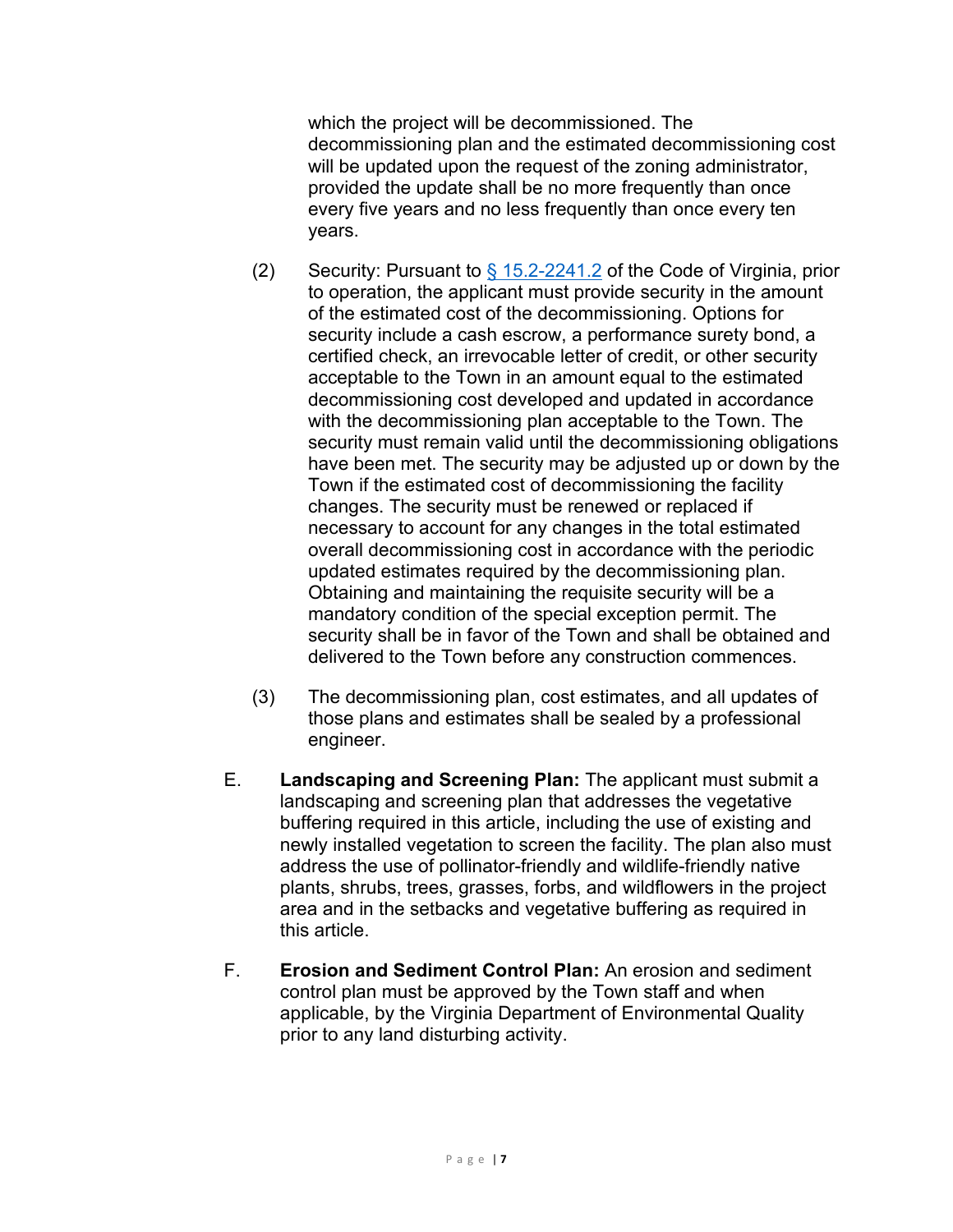which the project will be decommissioned. The decommissioning plan and the estimated decommissioning cost will be updated upon the request of the zoning administrator, provided the update shall be no more frequently than once every five years and no less frequently than once every ten years.

(2) Security: Pursuant to [§ 15.2-2241.2]() of the Code of Virginia, prior to operation, the applicant must provide security in the amount of the estimated cost of the decommissioning. Options for security include a cash escrow, a performance surety bond, a certified check, an irrevocable letter of credit, or other security acceptable to the Town in an amount equal to the estimated decommissioning cost developed and updated in accordance with the decommissioning plan acceptable to the Town. The security must remain valid until the decommissioning obligations have been met. The security may be adjusted up or down by the Town if the estimated cost of decommissioning the facility changes. The security must be renewed or replaced if necessary to account for any changes in the total estimated overall decommissioning cost in accordance with the periodic updated estimates required by the decommissioning plan. Obtaining and maintaining the requisite security will be a mandatory condition of the special exception permit. The security shall be in favor of the Town and shall be obtained and delivered to the Town before any construction commences.

(3) The decommissioning plan, cost estimates, and all updates of those plans and estimates shall be sealed by a professional engineer.

E. **Landscaping and Screening Plan:** The applicant must submit a landscaping and screening plan that addresses the vegetative buffering required in this article, including the use of existing and newly installed vegetation to screen the facility. The plan also must address the use of pollinator-friendly and wildlife-friendly native plants, shrubs, trees, grasses, forbs, and wildflowers in the project area and in the setbacks and vegetative buffering as required in this article.

F. **Erosion and Sediment Control Plan:** An erosion and sediment control plan must be approved by the Town staff and when applicable, by the Virginia Department of Environmental Quality prior to any land disturbing activity.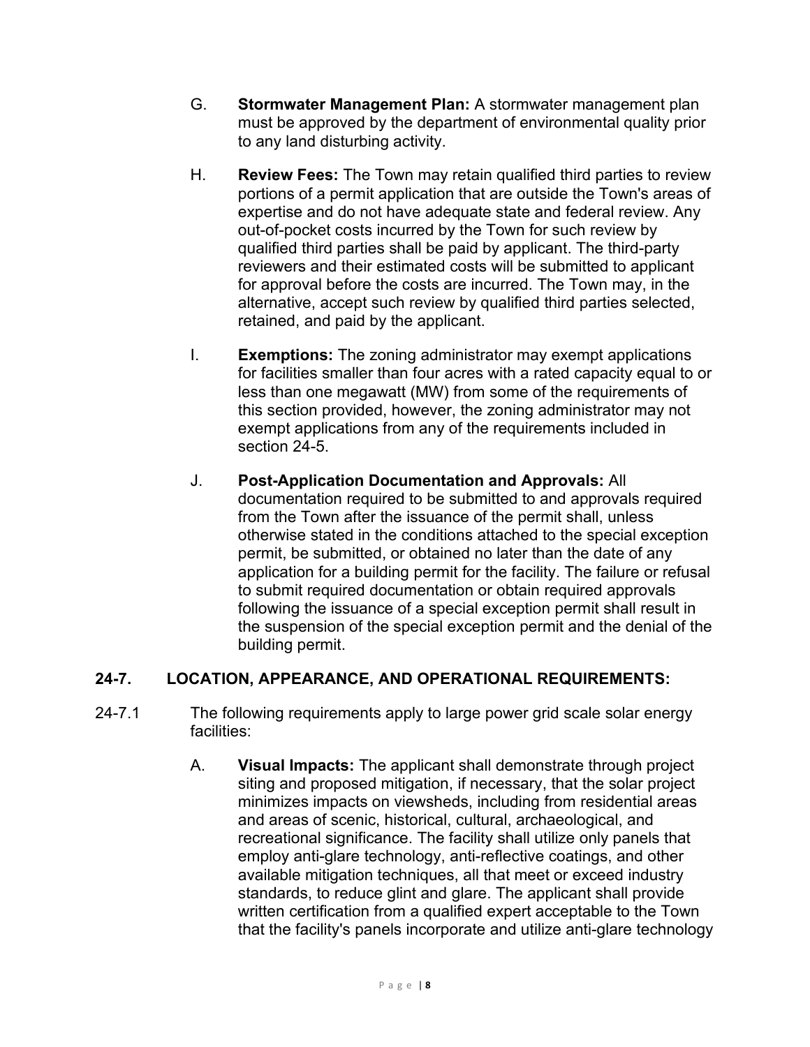G. **Stormwater Management Plan:** A stormwater management plan must be approved by the department of environmental quality prior to any land disturbing activity.

H. **Review Fees:** The Town may retain qualified third parties to review portions of a permit application that are outside the Town's areas of expertise and do not have adequate state and federal review. Any out-of-pocket costs incurred by the Town for such review by qualified third parties shall be paid by applicant. The third-party reviewers and their estimated costs will be submitted to applicant for approval before the costs are incurred. The Town may, in the alternative, accept such review by qualified third parties selected, retained, and paid by the applicant.

I. **Exemptions:** The zoning administrator may exempt applications for facilities smaller than four acres with a rated capacity equal to or less than one megawatt (MW) from some of the requirements of this section provided, however, the zoning administrator may not exempt applications from any of the requirements included in section 24-5.

J. **Post-Application Documentation and Approvals:** All documentation required to be submitted to and approvals required from the Town after the issuance of the permit shall, unless otherwise stated in the conditions attached to the special exception permit, be submitted, or obtained no later than the date of any application for a building permit for the facility. The failure or refusal to submit required documentation or obtain required approvals following the issuance of a special exception permit shall result in the suspension of the special exception permit and the denial of the building permit.

## 24-7. LOCATION, APPEARANCE, AND OPERATIONAL REQUIREMENTS:

24-7.1 The following requirements apply to large power grid scale solar energy facilities:

A. **Visual Impacts:** The applicant shall demonstrate through project siting and proposed mitigation, if necessary, that the solar project minimizes impacts on viewsheds, including from residential areas and areas of scenic, historical, cultural, archaeological, and recreational significance. The facility shall utilize only panels that employ anti-glare technology, anti-reflective coatings, and other available mitigation techniques, all that meet or exceed industry standards, to reduce glint and glare. The applicant shall provide written certification from a qualified expert acceptable to the Town that the facility's panels incorporate and utilize anti-glare technology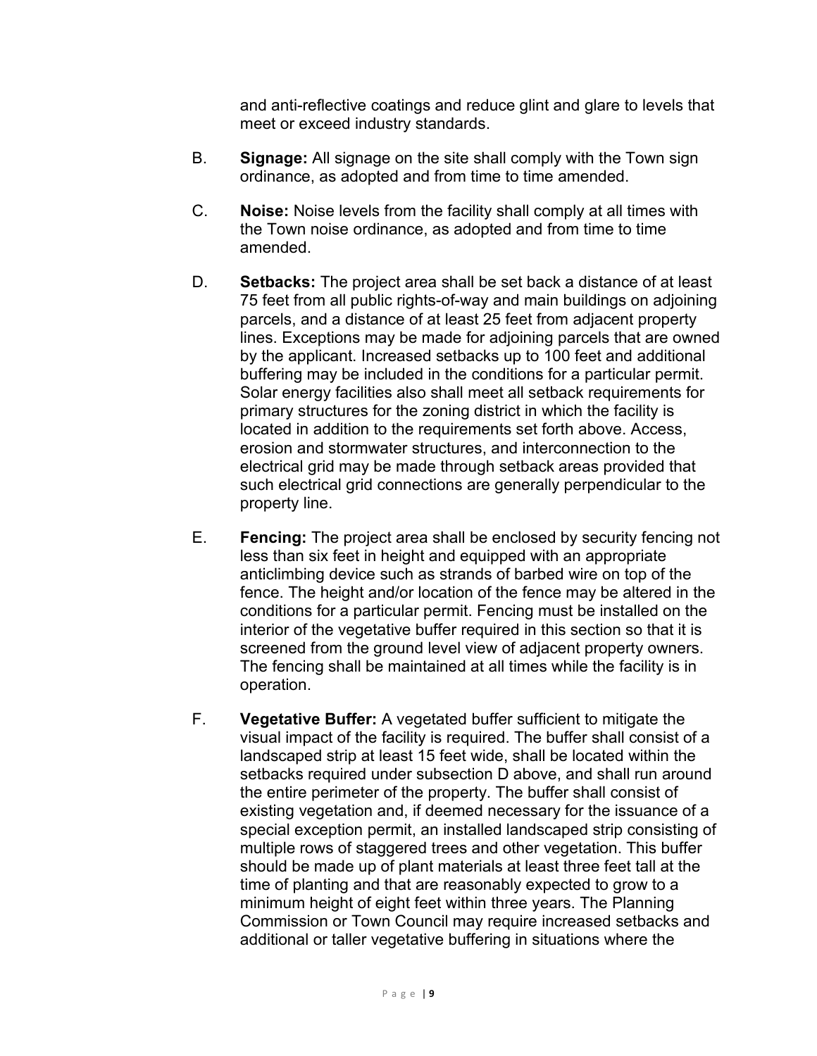and anti-reflective coatings and reduce glint and glare to levels that meet or exceed industry standards.

B. **Signage:** All signage on the site shall comply with the Town sign ordinance, as adopted and from time to time amended.

C. **Noise:** Noise levels from the facility shall comply at all times with the Town noise ordinance, as adopted and from time to time amended.

D. **Setbacks:** The project area shall be set back a distance of at least 75 feet from all public rights-of-way and main buildings on adjoining parcels, and a distance of at least 25 feet from adjacent property lines. Exceptions may be made for adjoining parcels that are owned by the applicant. Increased setbacks up to 100 feet and additional buffering may be included in the conditions for a particular permit. Solar energy facilities also shall meet all setback requirements for primary structures for the zoning district in which the facility is located in addition to the requirements set forth above. Access, erosion and stormwater structures, and interconnection to the electrical grid may be made through setback areas provided that such electrical grid connections are generally perpendicular to the property line.

E. **Fencing:** The project area shall be enclosed by security fencing not less than six feet in height and equipped with an appropriate anticlimbing device such as strands of barbed wire on top of the fence. The height and/or location of the fence may be altered in the conditions for a particular permit. Fencing must be installed on the interior of the vegetative buffer required in this section so that it is screened from the ground level view of adjacent property owners. The fencing shall be maintained at all times while the facility is in operation.

F. **Vegetative Buffer:** A vegetated buffer sufficient to mitigate the visual impact of the facility is required. The buffer shall consist of a landscaped strip at least 15 feet wide, shall be located within the setbacks required under subsection D above, and shall run around the entire perimeter of the property. The buffer shall consist of existing vegetation and, if deemed necessary for the issuance of a special exception permit, an installed landscaped strip consisting of multiple rows of staggered trees and other vegetation. This buffer should be made up of plant materials at least three feet tall at the time of planting and that are reasonably expected to grow to a minimum height of eight feet within three years. The Planning Commission or Town Council may require increased setbacks and additional or taller vegetative buffering in situations where the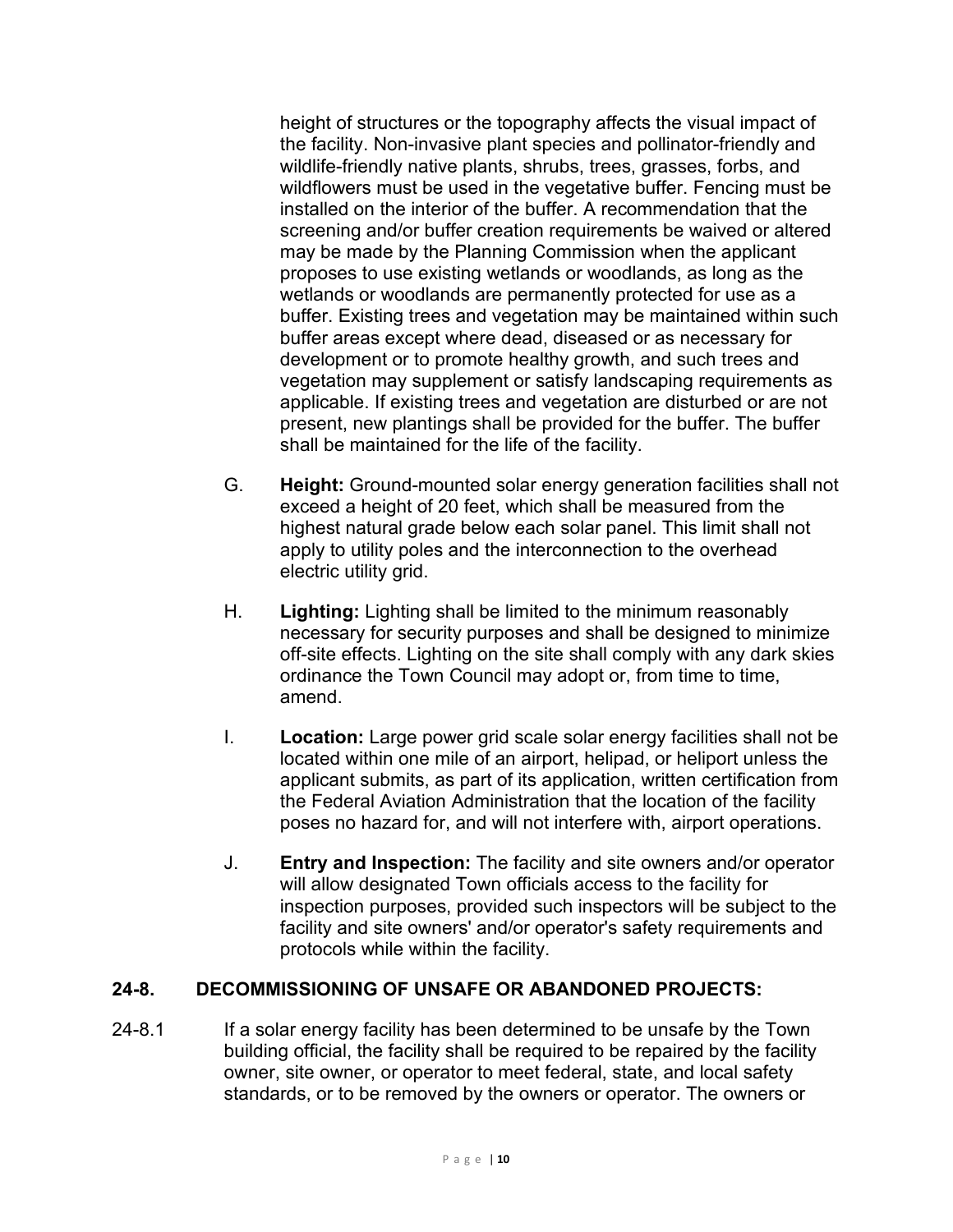height of structures or the topography affects the visual impact of the facility. Non-invasive plant species and pollinator-friendly and wildlife-friendly native plants, shrubs, trees, grasses, forbs, and wildflowers must be used in the vegetative buffer. Fencing must be installed on the interior of the buffer. A recommendation that the screening and/or buffer creation requirements be waived or altered may be made by the Planning Commission when the applicant proposes to use existing wetlands or woodlands, as long as the wetlands or woodlands are permanently protected for use as a buffer. Existing trees and vegetation may be maintained within such buffer areas except where dead, diseased or as necessary for development or to promote healthy growth, and such trees and vegetation may supplement or satisfy landscaping requirements as applicable. If existing trees and vegetation are disturbed or are not present, new plantings shall be provided for the buffer. The buffer shall be maintained for the life of the facility.

G. **Height:** Ground-mounted solar energy generation facilities shall not exceed a height of 20 feet, which shall be measured from the highest natural grade below each solar panel. This limit shall not apply to utility poles and the interconnection to the overhead electric utility grid.

H. **Lighting:** Lighting shall be limited to the minimum reasonably necessary for security purposes and shall be designed to minimize off-site effects. Lighting on the site shall comply with any dark skies ordinance the Town Council may adopt or, from time to time, amend.

I. **Location:** Large power grid scale solar energy facilities shall not be located within one mile of an airport, helipad, or heliport unless the applicant submits, as part of its application, written certification from the Federal Aviation Administration that the location of the facility poses no hazard for, and will not interfere with, airport operations.

J. **Entry and Inspection:** The facility and site owners and/or operator will allow designated Town officials access to the facility for inspection purposes, provided such inspectors will be subject to the facility and site owners' and/or operator's safety requirements and protocols while within the facility.

## 24-8. DECOMMISSIONING OF UNSAFE OR ABANDONED PROJECTS:

24-8.1 If a solar energy facility has been determined to be unsafe by the Town building official, the facility shall be required to be repaired by the facility owner, site owner, or operator to meet federal, state, and local safety standards, or to be removed by the owners or operator. The owners or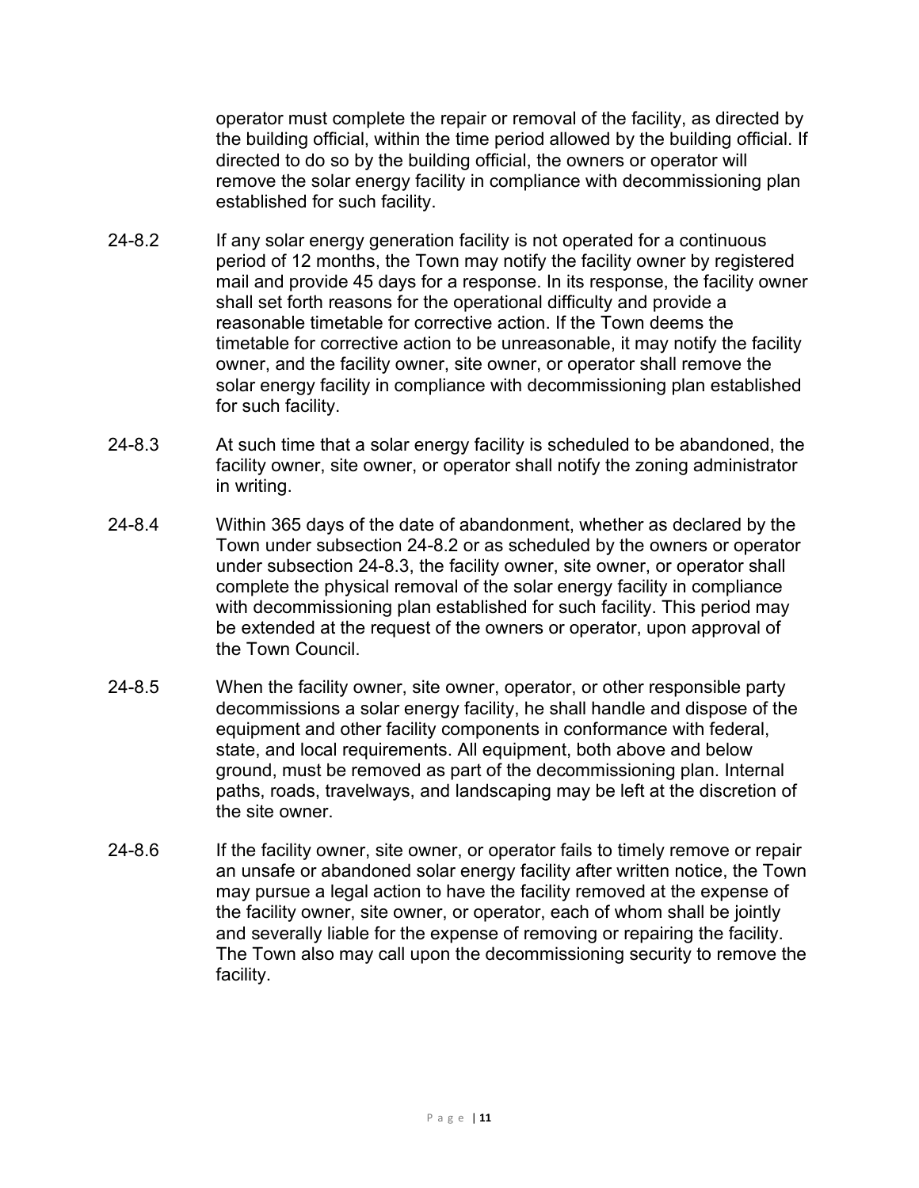operator must complete the repair or removal of the facility, as directed by the building official, within the time period allowed by the building official. If directed to do so by the building official, the owners or operator will remove the solar energy facility in compliance with decommissioning plan established for such facility.

24-8.2 If any solar energy generation facility is not operated for a continuous period of 12 months, the Town may notify the facility owner by registered mail and provide 45 days for a response. In its response, the facility owner shall set forth reasons for the operational difficulty and provide a reasonable timetable for corrective action. If the Town deems the timetable for corrective action to be unreasonable, it may notify the facility owner, and the facility owner, site owner, or operator shall remove the solar energy facility in compliance with decommissioning plan established for such facility.

24-8.3 At such time that a solar energy facility is scheduled to be abandoned, the facility owner, site owner, or operator shall notify the zoning administrator in writing.

24-8.4 Within 365 days of the date of abandonment, whether as declared by the Town under subsection 24-8.2 or as scheduled by the owners or operator under subsection 24-8.3, the facility owner, site owner, or operator shall complete the physical removal of the solar energy facility in compliance with decommissioning plan established for such facility. This period may be extended at the request of the owners or operator, upon approval of the Town Council.

24-8.5 When the facility owner, site owner, operator, or other responsible party decommissions a solar energy facility, he shall handle and dispose of the equipment and other facility components in conformance with federal, state, and local requirements. All equipment, both above and below ground, must be removed as part of the decommissioning plan. Internal paths, roads, travelways, and landscaping may be left at the discretion of the site owner.

24-8.6 If the facility owner, site owner, or operator fails to timely remove or repair an unsafe or abandoned solar energy facility after written notice, the Town may pursue a legal action to have the facility removed at the expense of the facility owner, site owner, or operator, each of whom shall be jointly and severally liable for the expense of removing or repairing the facility. The Town also may call upon the decommissioning security to remove the facility.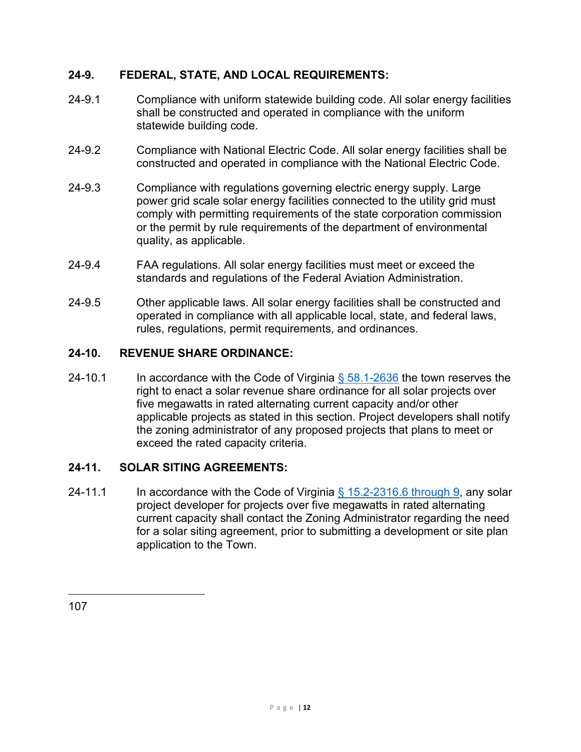## 24-9. FEDERAL, STATE, AND LOCAL REQUIREMENTS:

24-9.1 Compliance with uniform statewide building code. All solar energy facilities shall be constructed and operated in compliance with the uniform statewide building code.

24-9.2 Compliance with National Electric Code. All solar energy facilities shall be constructed and operated in compliance with the National Electric Code.

24-9.3 Compliance with regulations governing electric energy supply. Large power grid scale solar energy facilities connected to the utility grid must comply with permitting requirements of the state corporation commission or the permit by rule requirements of the department of environmental quality, as applicable.

24-9.4 FAA regulations. All solar energy facilities must meet or exceed the standards and regulations of the Federal Aviation Administration.

24-9.5 Other applicable laws. All solar energy facilities shall be constructed and operated in compliance with all applicable local, state, and federal laws, rules, regulations, permit requirements, and ordinances.

## 24-10. REVENUE SHARE ORDINANCE:

24-10.1 In accordance with the Code of Virginia § 58.1-2636 the town reserves the right to enact a solar revenue share ordinance for all solar projects over five megawatts in rated alternating current capacity and/or other applicable projects as stated in this section. Project developers shall notify the zoning administrator of any proposed projects that plans to meet or exceed the rated capacity criteria.

## 24-11. SOLAR SITING AGREEMENTS:

24-11.1 In accordance with the Code of Virginia § 15.2-2316.6 through 9, any solar project developer for projects over five megawatts in rated alternating current capacity shall contact the Zoning Administrator regarding the need for a solar siting agreement, prior to submitting a development or site plan application to the Town.